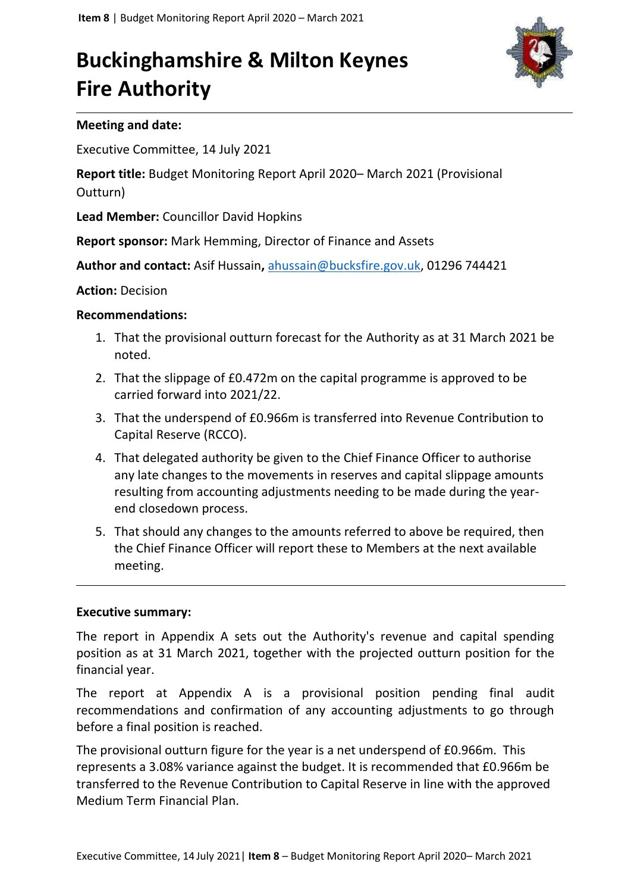# Buckinghamshire & Milton Keynes Fire Authority

**Meeting and date:**

Executive Committee, 14 July 2021

**Report title:** Budget Monitoring Report April 2020– March 2021 (Provisional Outturn)

**Lead Member:** Councillor David Hopkins

**Report sponsor:** Mark Hemming, Director of Finance and Assets

**Author and contact:** Asif Hussain**,** ahussain@bucksfire.gov.uk, 01296 744421

**Action:** Decision

**Recommendations:**

1. That the provisional outturn forecast for the Authority as at 31 March 2021 be noted.
2. That the slippage of £0.472m on the capital programme is approved to be carried forward into 2021/22.
3. That the underspend of £0.966m is transferred into Revenue Contribution to Capital Reserve (RCCO).
4. That delegated authority be given to the Chief Finance Officer to authorise any late changes to the movements in reserves and capital slippage amounts resulting from accounting adjustments needing to be made during the year-end closedown process.
5. That should any changes to the amounts referred to above be required, then the Chief Finance Officer will report these to Members at the next available meeting.

---

**Executive summary:**

The report in Appendix A sets out the Authority's revenue and capital spending position as at 31 March 2021, together with the projected outturn position for the financial year.

The report at Appendix A is a provisional position pending final audit recommendations and confirmation of any accounting adjustments to go through before a final position is reached.

The provisional outturn figure for the year is a net underspend of £0.966m. This represents a 3.08% variance against the budget. It is recommended that £0.966m be transferred to the Revenue Contribution to Capital Reserve in line with the approved Medium Term Financial Plan.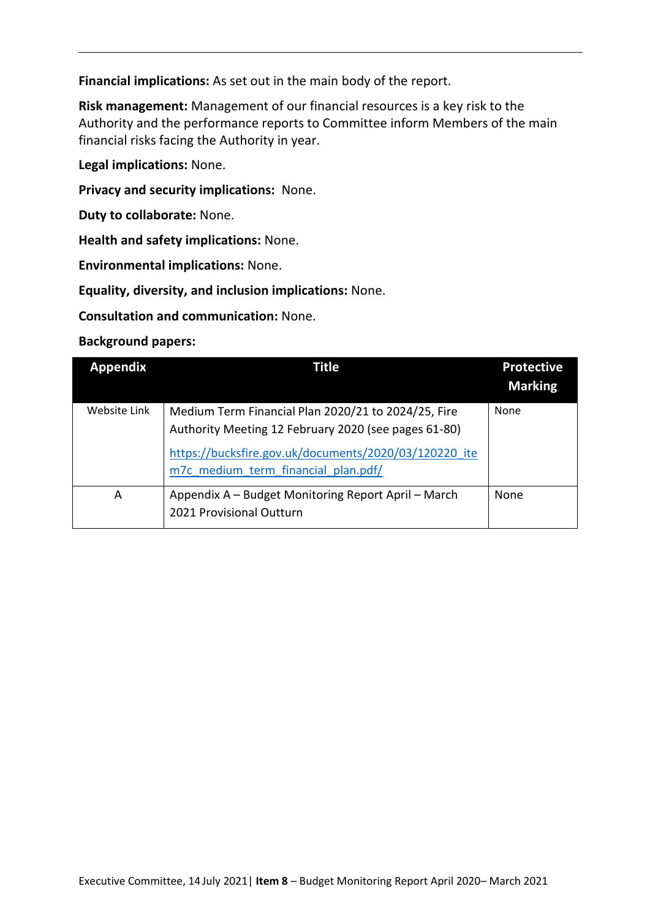**Financial implications:** As set out in the main body of the report.

**Risk management:** Management of our financial resources is a key risk to the Authority and the performance reports to Committee inform Members of the main financial risks facing the Authority in year.

**Legal implications:** None.

**Privacy and security implications:** None.

**Duty to collaborate:** None.

**Health and safety implications:** None.

**Environmental implications:** None.

**Equality, diversity, and inclusion implications:** None.

**Consultation and communication:** None.

**Background papers:**

| Appendix | Title | Protective Marking |
|---|---|---|
| Website Link | Medium Term Financial Plan 2020/21 to 2024/25, Fire Authority Meeting 12 February 2020 (see pages 61-80) [https://bucksfire.gov.uk/documents/2020/03/120220_item7c_medium_term_financial_plan.pdf/](https://bucksfire.gov.uk/documents/2020/03/120220_item7c_medium_term_financial_plan.pdf/) | None |
| A | Appendix A – Budget Monitoring Report April – March 2021 Provisional Outturn | None |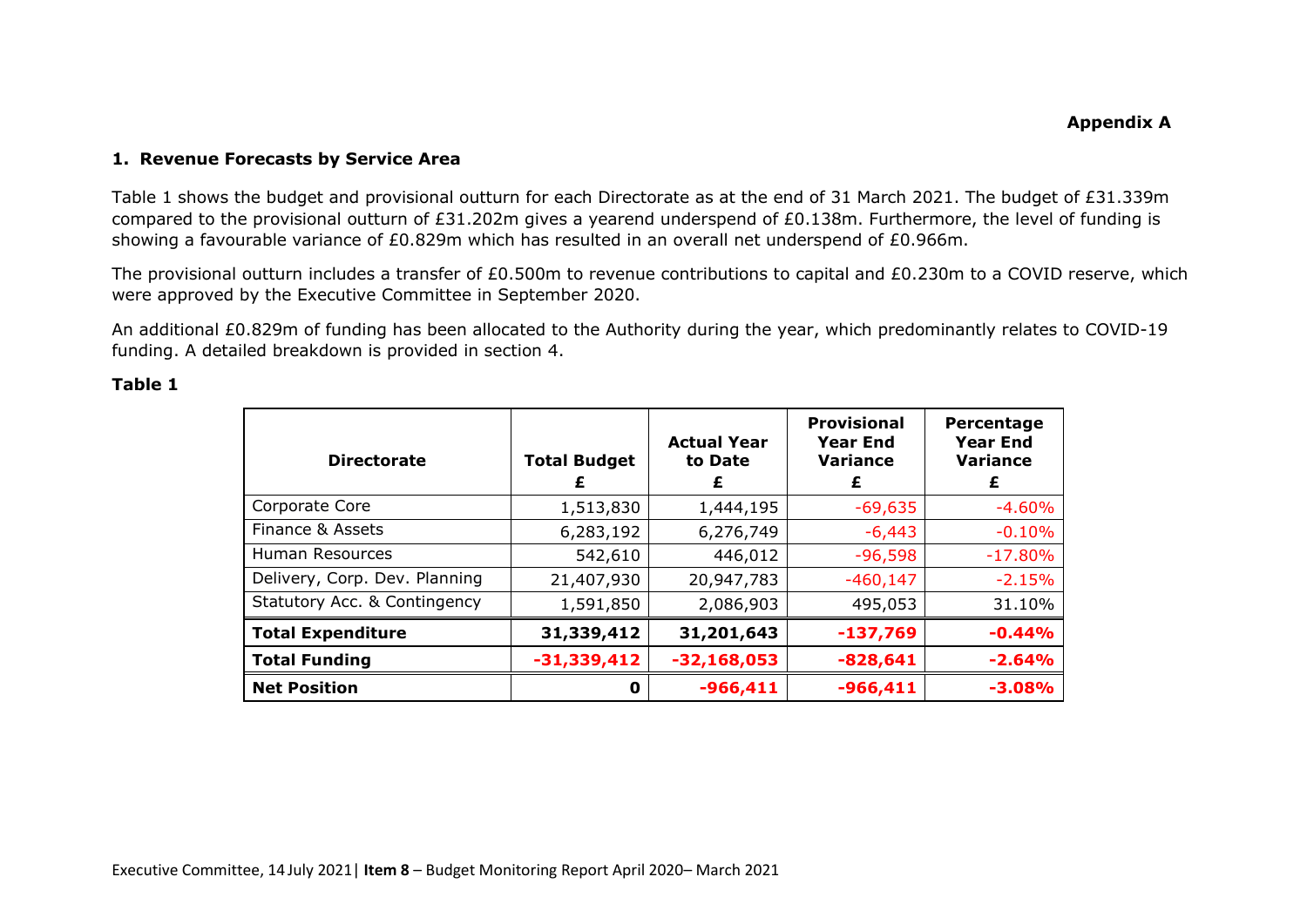**Appendix A**

## 1. Revenue Forecasts by Service Area

Table 1 shows the budget and provisional outturn for each Directorate as at the end of 31 March 2021. The budget of £31.339m compared to the provisional outturn of £31.202m gives a yearend underspend of £0.138m. Furthermore, the level of funding is showing a favourable variance of £0.829m which has resulted in an overall net underspend of £0.966m.

The provisional outturn includes a transfer of £0.500m to revenue contributions to capital and £0.230m to a COVID reserve, which were approved by the Executive Committee in September 2020.

An additional £0.829m of funding has been allocated to the Authority during the year, which predominantly relates to COVID-19 funding. A detailed breakdown is provided in section 4.

**Table 1**

| Directorate | Total Budget £ | Actual Year to Date £ | Provisional Year End Variance £ | Percentage Year End Variance £ |
|---|---|---|---|---|
| Corporate Core | 1,513,830 | 1,444,195 | -69,635 | -4.60% |
| Finance & Assets | 6,283,192 | 6,276,749 | -6,443 | -0.10% |
| Human Resources | 542,610 | 446,012 | -96,598 | -17.80% |
| Delivery, Corp. Dev. Planning | 21,407,930 | 20,947,783 | -460,147 | -2.15% |
| Statutory Acc. & Contingency | 1,591,850 | 2,086,903 | 495,053 | 31.10% |
| **Total Expenditure** | **31,339,412** | **31,201,643** | **-137,769** | **-0.44%** |
| **Total Funding** | **-31,339,412** | **-32,168,053** | **-828,641** | **-2.64%** |
| **Net Position** | **0** | **-966,411** | **-966,411** | **-3.08%** |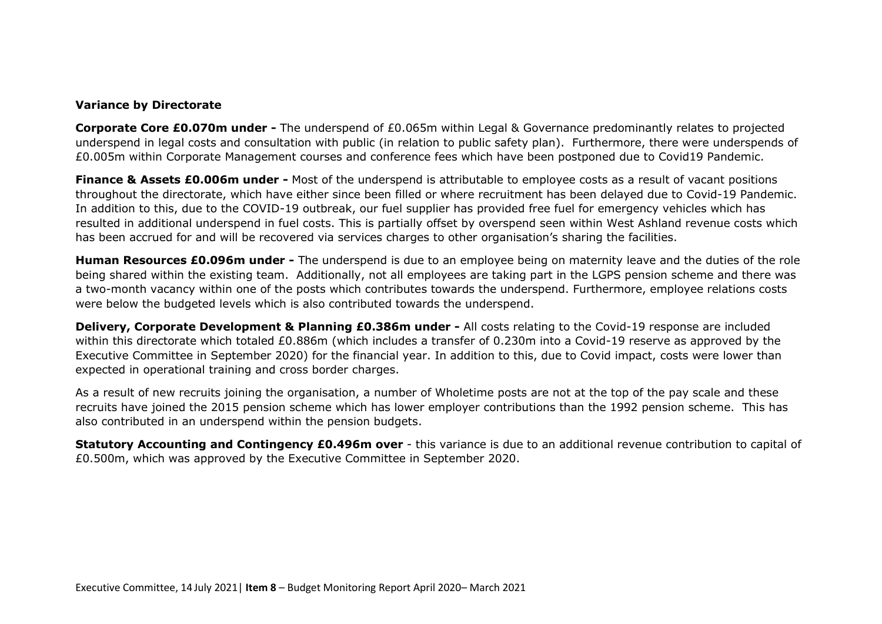**Variance by Directorate**

**Corporate Core £0.070m under -** The underspend of £0.065m within Legal & Governance predominantly relates to projected underspend in legal costs and consultation with public (in relation to public safety plan). Furthermore, there were underspends of £0.005m within Corporate Management courses and conference fees which have been postponed due to Covid19 Pandemic.

**Finance & Assets £0.006m under -** Most of the underspend is attributable to employee costs as a result of vacant positions throughout the directorate, which have either since been filled or where recruitment has been delayed due to Covid-19 Pandemic. In addition to this, due to the COVID-19 outbreak, our fuel supplier has provided free fuel for emergency vehicles which has resulted in additional underspend in fuel costs. This is partially offset by overspend seen within West Ashland revenue costs which has been accrued for and will be recovered via services charges to other organisation's sharing the facilities.

**Human Resources £0.096m under -** The underspend is due to an employee being on maternity leave and the duties of the role being shared within the existing team. Additionally, not all employees are taking part in the LGPS pension scheme and there was a two-month vacancy within one of the posts which contributes towards the underspend. Furthermore, employee relations costs were below the budgeted levels which is also contributed towards the underspend.

**Delivery, Corporate Development & Planning £0.386m under -** All costs relating to the Covid-19 response are included within this directorate which totaled £0.886m (which includes a transfer of 0.230m into a Covid-19 reserve as approved by the Executive Committee in September 2020) for the financial year. In addition to this, due to Covid impact, costs were lower than expected in operational training and cross border charges.

As a result of new recruits joining the organisation, a number of Wholetime posts are not at the top of the pay scale and these recruits have joined the 2015 pension scheme which has lower employer contributions than the 1992 pension scheme. This has also contributed in an underspend within the pension budgets.

**Statutory Accounting and Contingency £0.496m over** - this variance is due to an additional revenue contribution to capital of £0.500m, which was approved by the Executive Committee in September 2020.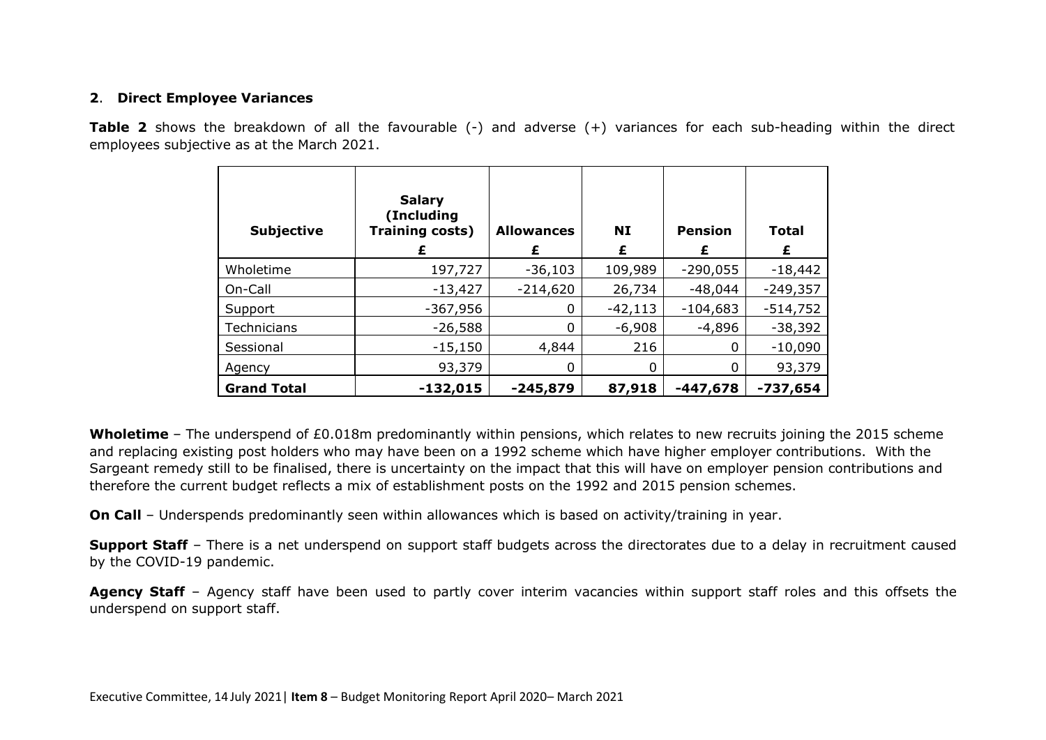## 2. Direct Employee Variances

**Table 2** shows the breakdown of all the favourable (-) and adverse (+) variances for each sub-heading within the direct employees subjective as at the March 2021.

| Subjective | Salary (Including Training costs) £ | Allowances £ | NI £ | Pension £ | Total £ |
|---|---|---|---|---|---|
| Wholetime | 197,727 | -36,103 | 109,989 | -290,055 | -18,442 |
| On-Call | -13,427 | -214,620 | 26,734 | -48,044 | -249,357 |
| Support | -367,956 | 0 | -42,113 | -104,683 | -514,752 |
| Technicians | -26,588 | 0 | -6,908 | -4,896 | -38,392 |
| Sessional | -15,150 | 4,844 | 216 | 0 | -10,090 |
| Agency | 93,379 | 0 | 0 | 0 | 93,379 |
| **Grand Total** | **-132,015** | **-245,879** | **87,918** | **-447,678** | **-737,654** |

**Wholetime** – The underspend of £0.018m predominantly within pensions, which relates to new recruits joining the 2015 scheme and replacing existing post holders who may have been on a 1992 scheme which have higher employer contributions. With the Sargeant remedy still to be finalised, there is uncertainty on the impact that this will have on employer pension contributions and therefore the current budget reflects a mix of establishment posts on the 1992 and 2015 pension schemes.

**On Call** – Underspends predominantly seen within allowances which is based on activity/training in year.

**Support Staff** – There is a net underspend on support staff budgets across the directorates due to a delay in recruitment caused by the COVID-19 pandemic.

**Agency Staff** – Agency staff have been used to partly cover interim vacancies within support staff roles and this offsets the underspend on support staff.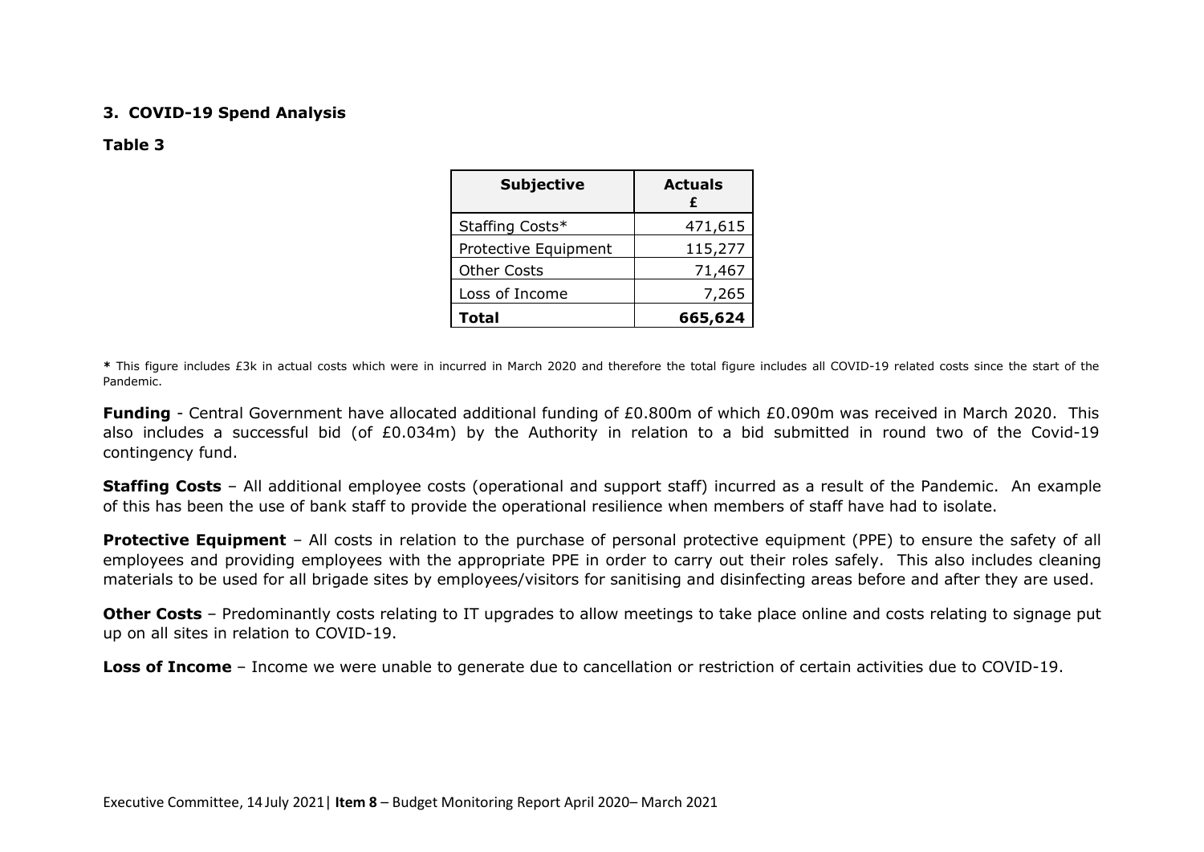### 3. COVID-19 Spend Analysis

**Table 3**

| Subjective | Actuals £ |
|---|---:|
| Staffing Costs* | 471,615 |
| Protective Equipment | 115,277 |
| Other Costs | 71,467 |
| Loss of Income | 7,265 |
| **Total** | **665,624** |

***** This figure includes £3k in actual costs which were in incurred in March 2020 and therefore the total figure includes all COVID-19 related costs since the start of the Pandemic.

**Funding** - Central Government have allocated additional funding of £0.800m of which £0.090m was received in March 2020. This also includes a successful bid (of £0.034m) by the Authority in relation to a bid submitted in round two of the Covid-19 contingency fund.

**Staffing Costs** – All additional employee costs (operational and support staff) incurred as a result of the Pandemic. An example of this has been the use of bank staff to provide the operational resilience when members of staff have had to isolate.

**Protective Equipment** – All costs in relation to the purchase of personal protective equipment (PPE) to ensure the safety of all employees and providing employees with the appropriate PPE in order to carry out their roles safely. This also includes cleaning materials to be used for all brigade sites by employees/visitors for sanitising and disinfecting areas before and after they are used.

**Other Costs** – Predominantly costs relating to IT upgrades to allow meetings to take place online and costs relating to signage put up on all sites in relation to COVID-19.

**Loss of Income** – Income we were unable to generate due to cancellation or restriction of certain activities due to COVID-19.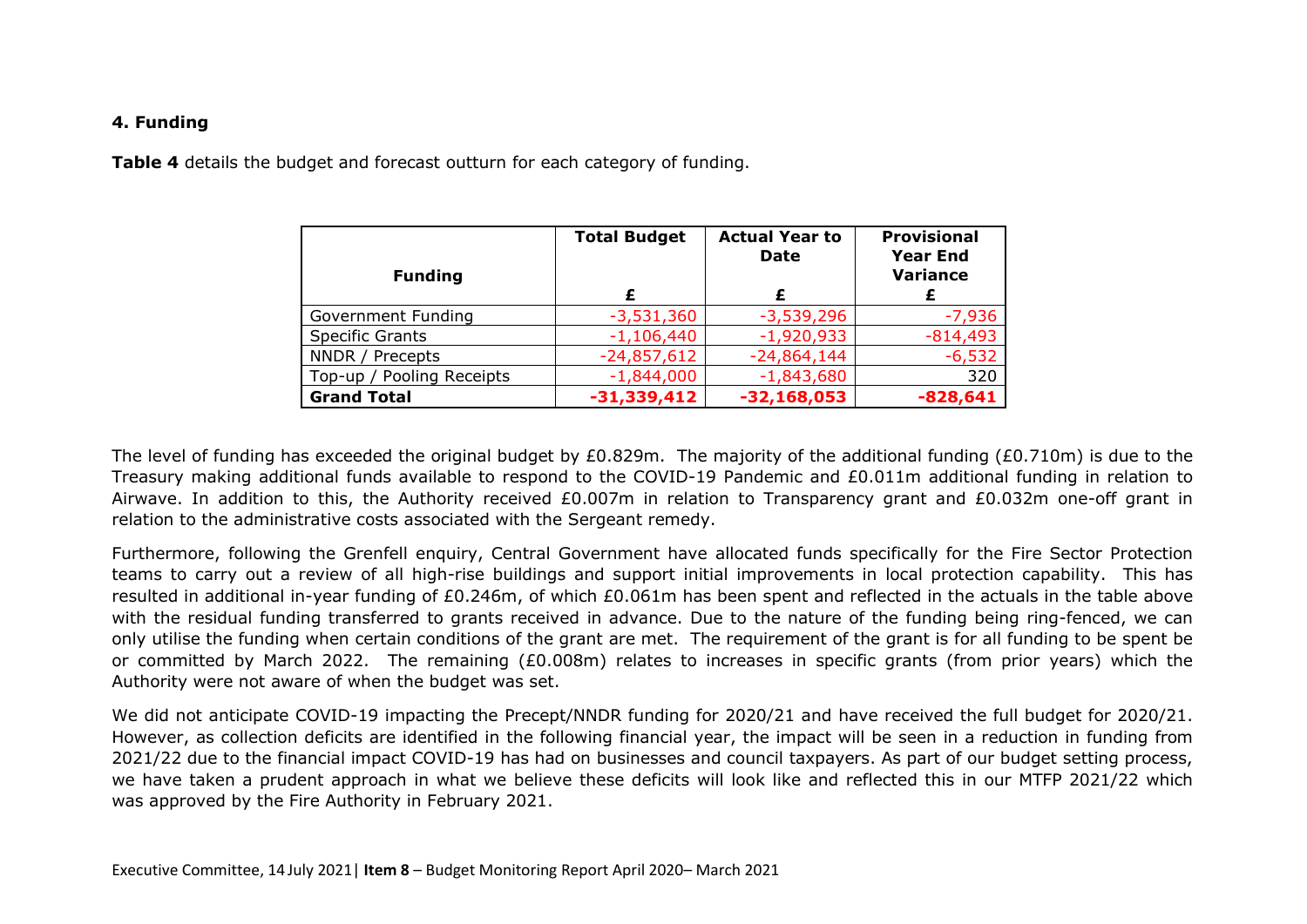#### 4. Funding

**Table 4** details the budget and forecast outturn for each category of funding.

| Funding | Total Budget | Actual Year to Date | Provisional Year End Variance |
|---|---|---|---|
| | £ | £ | £ |
| Government Funding | -3,531,360 | -3,539,296 | -7,936 |
| Specific Grants | -1,106,440 | -1,920,933 | -814,493 |
| NNDR / Precepts | -24,857,612 | -24,864,144 | -6,532 |
| Top-up / Pooling Receipts | -1,844,000 | -1,843,680 | 320 |
| **Grand Total** | **-31,339,412** | **-32,168,053** | **-828,641** |

The level of funding has exceeded the original budget by £0.829m. The majority of the additional funding (£0.710m) is due to the Treasury making additional funds available to respond to the COVID-19 Pandemic and £0.011m additional funding in relation to Airwave. In addition to this, the Authority received £0.007m in relation to Transparency grant and £0.032m one-off grant in relation to the administrative costs associated with the Sergeant remedy.

Furthermore, following the Grenfell enquiry, Central Government have allocated funds specifically for the Fire Sector Protection teams to carry out a review of all high-rise buildings and support initial improvements in local protection capability. This has resulted in additional in-year funding of £0.246m, of which £0.061m has been spent and reflected in the actuals in the table above with the residual funding transferred to grants received in advance. Due to the nature of the funding being ring-fenced, we can only utilise the funding when certain conditions of the grant are met. The requirement of the grant is for all funding to be spent be or committed by March 2022. The remaining (£0.008m) relates to increases in specific grants (from prior years) which the Authority were not aware of when the budget was set.

We did not anticipate COVID-19 impacting the Precept/NNDR funding for 2020/21 and have received the full budget for 2020/21. However, as collection deficits are identified in the following financial year, the impact will be seen in a reduction in funding from 2021/22 due to the financial impact COVID-19 has had on businesses and council taxpayers. As part of our budget setting process, we have taken a prudent approach in what we believe these deficits will look like and reflected this in our MTFP 2021/22 which was approved by the Fire Authority in February 2021.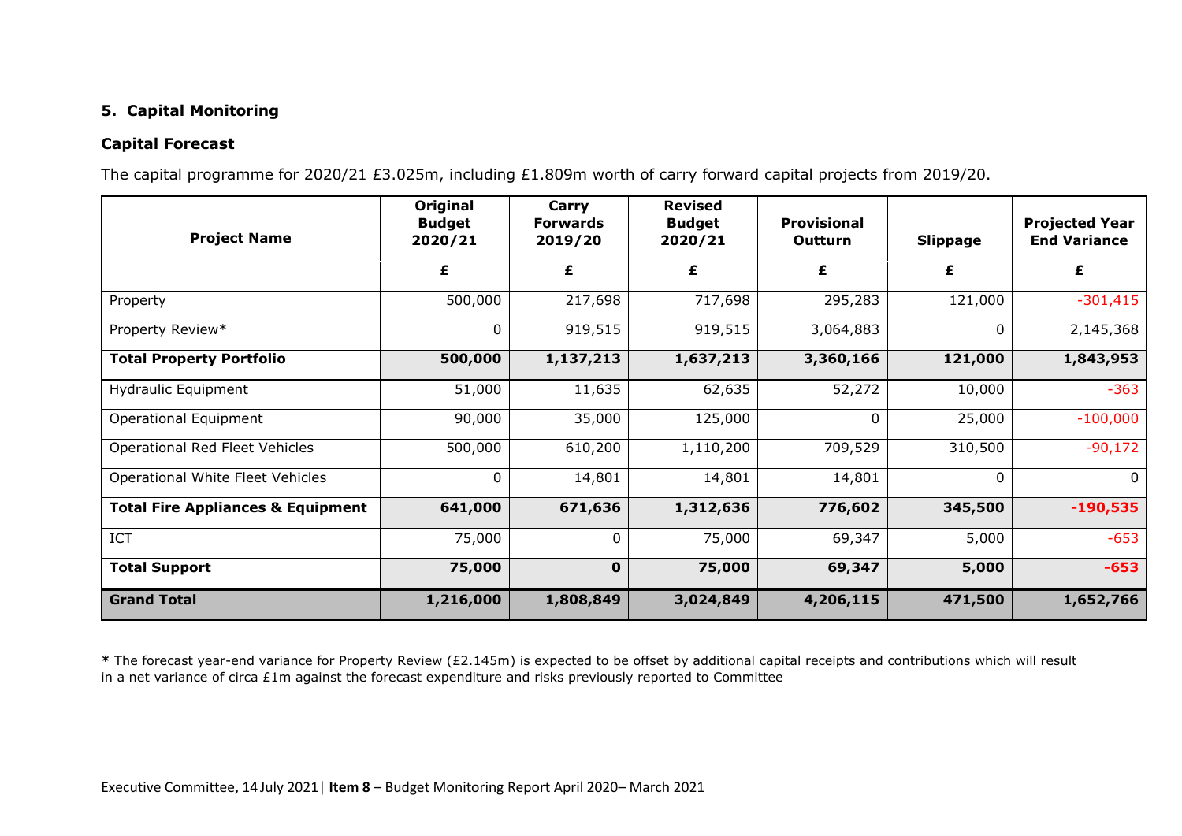### 5. Capital Monitoring

### Capital Forecast

The capital programme for 2020/21 £3.025m, including £1.809m worth of carry forward capital projects from 2019/20.

| Project Name | Original Budget 2020/21 | Carry Forwards 2019/20 | Revised Budget 2020/21 | Provisional Outturn | Slippage | Projected Year End Variance |
|---|---|---|---|---|---|---|
| | £ | £ | £ | £ | £ | £ |
| Property | 500,000 | 217,698 | 717,698 | 295,283 | 121,000 | -301,415 |
| Property Review* | 0 | 919,515 | 919,515 | 3,064,883 | 0 | 2,145,368 |
| **Total Property Portfolio** | **500,000** | **1,137,213** | **1,637,213** | **3,360,166** | **121,000** | **1,843,953** |
| Hydraulic Equipment | 51,000 | 11,635 | 62,635 | 52,272 | 10,000 | -363 |
| Operational Equipment | 90,000 | 35,000 | 125,000 | 0 | 25,000 | -100,000 |
| Operational Red Fleet Vehicles | 500,000 | 610,200 | 1,110,200 | 709,529 | 310,500 | -90,172 |
| Operational White Fleet Vehicles | 0 | 14,801 | 14,801 | 14,801 | 0 | 0 |
| **Total Fire Appliances & Equipment** | **641,000** | **671,636** | **1,312,636** | **776,602** | **345,500** | **-190,535** |
| ICT | 75,000 | 0 | 75,000 | 69,347 | 5,000 | -653 |
| **Total Support** | **75,000** | **0** | **75,000** | **69,347** | **5,000** | **-653** |
| **Grand Total** | **1,216,000** | **1,808,849** | **3,024,849** | **4,206,115** | **471,500** | **1,652,766** |

**\*** The forecast year-end variance for Property Review (£2.145m) is expected to be offset by additional capital receipts and contributions which will result in a net variance of circa £1m against the forecast expenditure and risks previously reported to Committee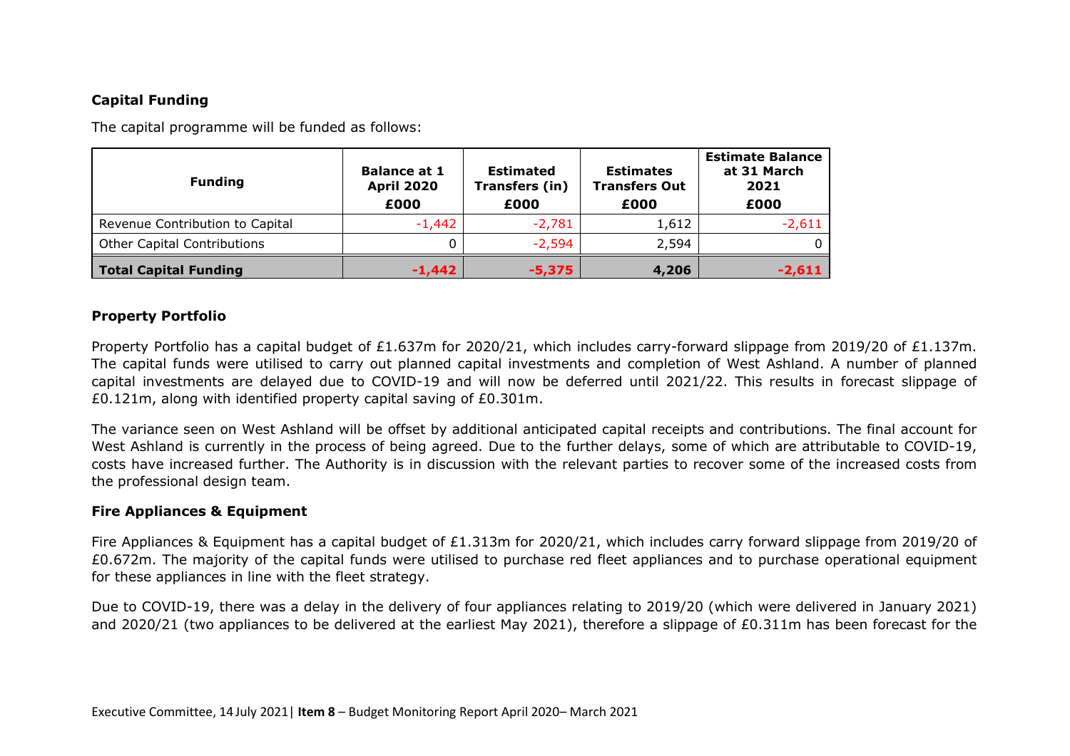**Capital Funding**

The capital programme will be funded as follows:

| Funding | Balance at 1 April 2020 £000 | Estimated Transfers (in) £000 | Estimates Transfers Out £000 | Estimate Balance at 31 March 2021 £000 |
|---|---|---|---|---|
| Revenue Contribution to Capital | -1,442 | -2,781 | 1,612 | -2,611 |
| Other Capital Contributions | 0 | -2,594 | 2,594 | 0 |
| **Total Capital Funding** | **-1,442** | **-5,375** | **4,206** | **-2,611** |

**Property Portfolio**

Property Portfolio has a capital budget of £1.637m for 2020/21, which includes carry-forward slippage from 2019/20 of £1.137m. The capital funds were utilised to carry out planned capital investments and completion of West Ashland. A number of planned capital investments are delayed due to COVID-19 and will now be deferred until 2021/22. This results in forecast slippage of £0.121m, along with identified property capital saving of £0.301m.

The variance seen on West Ashland will be offset by additional anticipated capital receipts and contributions. The final account for West Ashland is currently in the process of being agreed. Due to the further delays, some of which are attributable to COVID-19, costs have increased further. The Authority is in discussion with the relevant parties to recover some of the increased costs from the professional design team.

**Fire Appliances & Equipment**

Fire Appliances & Equipment has a capital budget of £1.313m for 2020/21, which includes carry forward slippage from 2019/20 of £0.672m. The majority of the capital funds were utilised to purchase red fleet appliances and to purchase operational equipment for these appliances in line with the fleet strategy.

Due to COVID-19, there was a delay in the delivery of four appliances relating to 2019/20 (which were delivered in January 2021) and 2020/21 (two appliances to be delivered at the earliest May 2021), therefore a slippage of £0.311m has been forecast for the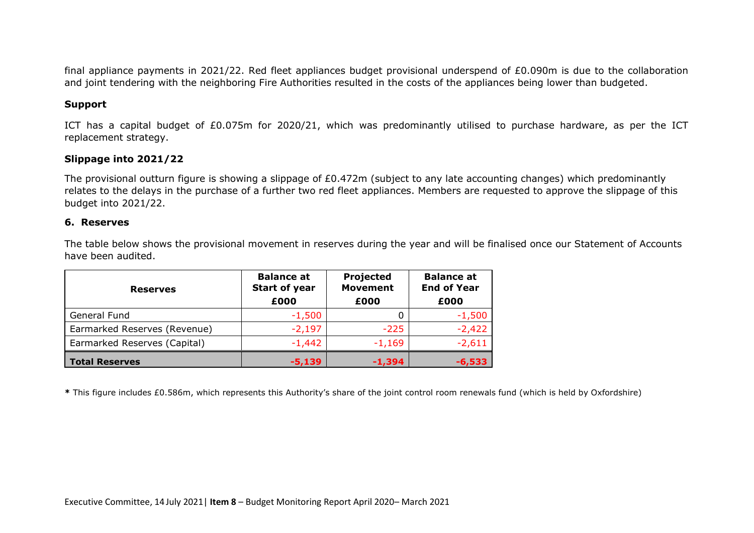final appliance payments in 2021/22. Red fleet appliances budget provisional underspend of £0.090m is due to the collaboration and joint tendering with the neighboring Fire Authorities resulted in the costs of the appliances being lower than budgeted.

**Support**

ICT has a capital budget of £0.075m for 2020/21, which was predominantly utilised to purchase hardware, as per the ICT replacement strategy.

**Slippage into 2021/22**

The provisional outturn figure is showing a slippage of £0.472m (subject to any late accounting changes) which predominantly relates to the delays in the purchase of a further two red fleet appliances. Members are requested to approve the slippage of this budget into 2021/22.

## 6. Reserves

The table below shows the provisional movement in reserves during the year and will be finalised once our Statement of Accounts have been audited.

| Reserves | Balance at Start of year £000 | Projected Movement £000 | Balance at End of Year £000 |
|---|---|---|---|
| General Fund | -1,500 | 0 | -1,500 |
| Earmarked Reserves (Revenue) | -2,197 | -225 | -2,422 |
| Earmarked Reserves (Capital) | -1,442 | -1,169 | -2,611 |
| **Total Reserves** | **-5,139** | **-1,394** | **-6,533** |

**\*** This figure includes £0.586m, which represents this Authority's share of the joint control room renewals fund (which is held by Oxfordshire)